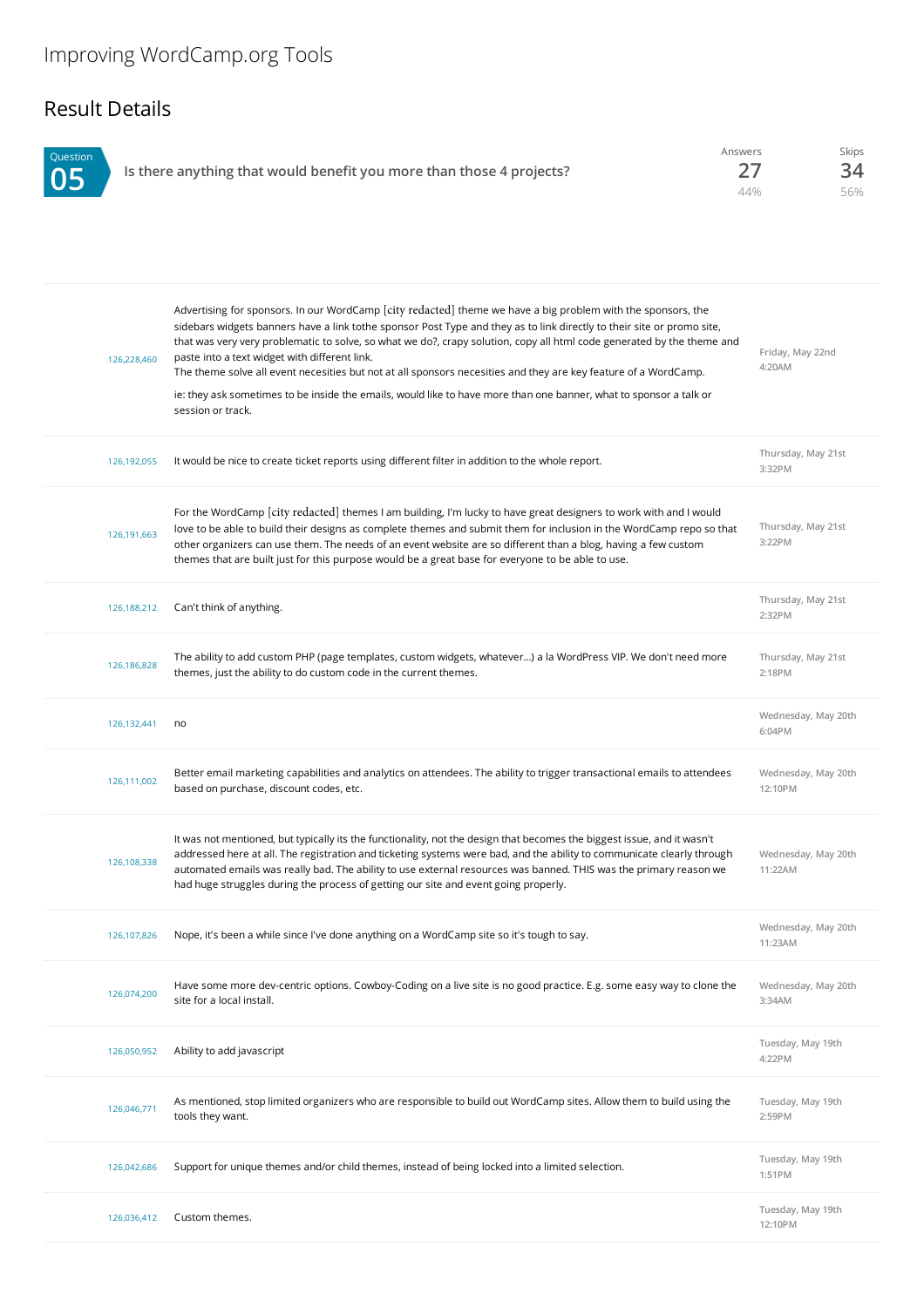# Improving WordCamp.org Tools

## Result Details

**Question 05** — Is there anything that would benefit you more than those 4 projects?

| Answers | Skips |
|---|---|
| 27 | 34 |
| 44% | 56% |

| ID | Response | Date |
|---|---|---|
| 126,228,460 | Advertising for sponsors. In our WordCamp [city redacted] theme we have a big problem with the sponsors, the sidebars widgets banners have a link tothe sponsor Post Type and they as to link directly to their site or promo site, that was very very problematic to solve, so what we do?, crapy solution, copy all html code generated by the theme and paste into a text widget with different link.<br>The theme solve all event necesities but not at all sponsors necesities and they are key feature of a WordCamp.<br><br>ie: they ask sometimes to be inside the emails, would like to have more than one banner, what to sponsor a talk or session or track. | Friday, May 22nd 4:20AM |
| 126,192,055 | It would be nice to create ticket reports using different filter in addition to the whole report. | Thursday, May 21st 3:32PM |
| 126,191,663 | For the WordCamp [city redacted] themes I am building, I'm lucky to have great designers to work with and I would love to be able to build their designs as complete themes and submit them for inclusion in the WordCamp repo so that other organizers can use them. The needs of an event website are so different than a blog, having a few custom themes that are built just for this purpose would be a great base for everyone to be able to use. | Thursday, May 21st 3:22PM |
| 126,188,212 | Can't think of anything. | Thursday, May 21st 2:32PM |
| 126,186,828 | The ability to add custom PHP (page templates, custom widgets, whatever...) a la WordPress VIP. We don't need more themes, just the ability to do custom code in the current themes. | Thursday, May 21st 2:18PM |
| 126,132,441 | no | Wednesday, May 20th 6:04PM |
| 126,111,002 | Better email marketing capabilities and analytics on attendees. The ability to trigger transactional emails to attendees based on purchase, discount codes, etc. | Wednesday, May 20th 12:10PM |
| 126,108,338 | It was not mentioned, but typically its the functionality, not the design that becomes the biggest issue, and it wasn't addressed here at all. The registration and ticketing systems were bad, and the ability to communicate clearly through automated emails was really bad. The ability to use external resources was banned. THIS was the primary reason we had huge struggles during the process of getting our site and event going properly. | Wednesday, May 20th 11:22AM |
| 126,107,826 | Nope, it's been a while since I've done anything on a WordCamp site so it's tough to say. | Wednesday, May 20th 11:23AM |
| 126,074,200 | Have some more dev-centric options. Cowboy-Coding on a live site is no good practice. E.g. some easy way to clone the site for a local install. | Wednesday, May 20th 3:34AM |
| 126,050,952 | Ability to add javascript | Tuesday, May 19th 4:22PM |
| 126,046,771 | As mentioned, stop limited organizers who are responsible to build out WordCamp sites. Allow them to build using the tools they want. | Tuesday, May 19th 2:59PM |
| 126,042,686 | Support for unique themes and/or child themes, instead of being locked into a limited selection. | Tuesday, May 19th 1:51PM |
| 126,036,412 | Custom themes. | Tuesday, May 19th 12:10PM |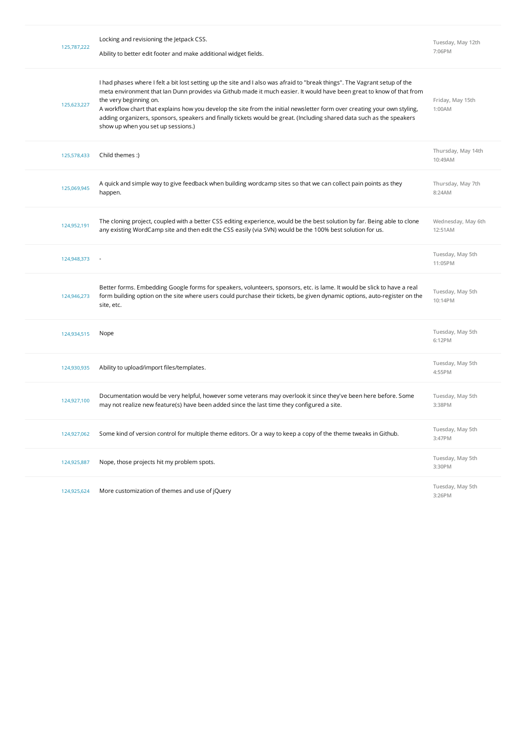| | | |
|---|---|---|
| 125,787,222 | Locking and revisioning the Jetpack CSS.<br><br>Ability to better edit footer and make additional widget fields. | Tuesday, May 12th 7:06PM |
| 125,623,227 | I had phases where I felt a bit lost setting up the site and I also was afraid to "break things". The Vagrant setup of the meta environment that Ian Dunn provides via Github made it much easier. It would have been great to know of that from the very beginning on.<br>A workflow chart that explains how you develop the site from the initial newsletter form over creating your own styling, adding organizers, sponsors, speakers and finally tickets would be great. (Including shared data such as the speakers show up when you set up sessions.) | Friday, May 15th 1:00AM |
| 125,578,433 | Child themes :) | Thursday, May 14th 10:49AM |
| 125,069,945 | A quick and simple way to give feedback when building wordcamp sites so that we can collect pain points as they happen. | Thursday, May 7th 8:24AM |
| 124,952,191 | The cloning project, coupled with a better CSS editing experience, would be the best solution by far. Being able to clone any existing WordCamp site and then edit the CSS easily (via SVN) would be the 100% best solution for us. | Wednesday, May 6th 12:51AM |
| 124,948,373 | - | Tuesday, May 5th 11:05PM |
| 124,946,273 | Better forms. Embedding Google forms for speakers, volunteers, sponsors, etc. is lame. It would be slick to have a real form building option on the site where users could purchase their tickets, be given dynamic options, auto-register on the site, etc. | Tuesday, May 5th 10:14PM |
| 124,934,515 | Nope | Tuesday, May 5th 6:12PM |
| 124,930,935 | Ability to upload/import files/templates. | Tuesday, May 5th 4:55PM |
| 124,927,100 | Documentation would be very helpful, however some veterans may overlook it since they've been here before. Some may not realize new feature(s) have been added since the last time they configured a site. | Tuesday, May 5th 3:38PM |
| 124,927,062 | Some kind of version control for multiple theme editors. Or a way to keep a copy of the theme tweaks in Github. | Tuesday, May 5th 3:47PM |
| 124,925,887 | Nope, those projects hit my problem spots. | Tuesday, May 5th 3:30PM |
| 124,925,624 | More customization of themes and use of jQuery | Tuesday, May 5th 3:26PM |